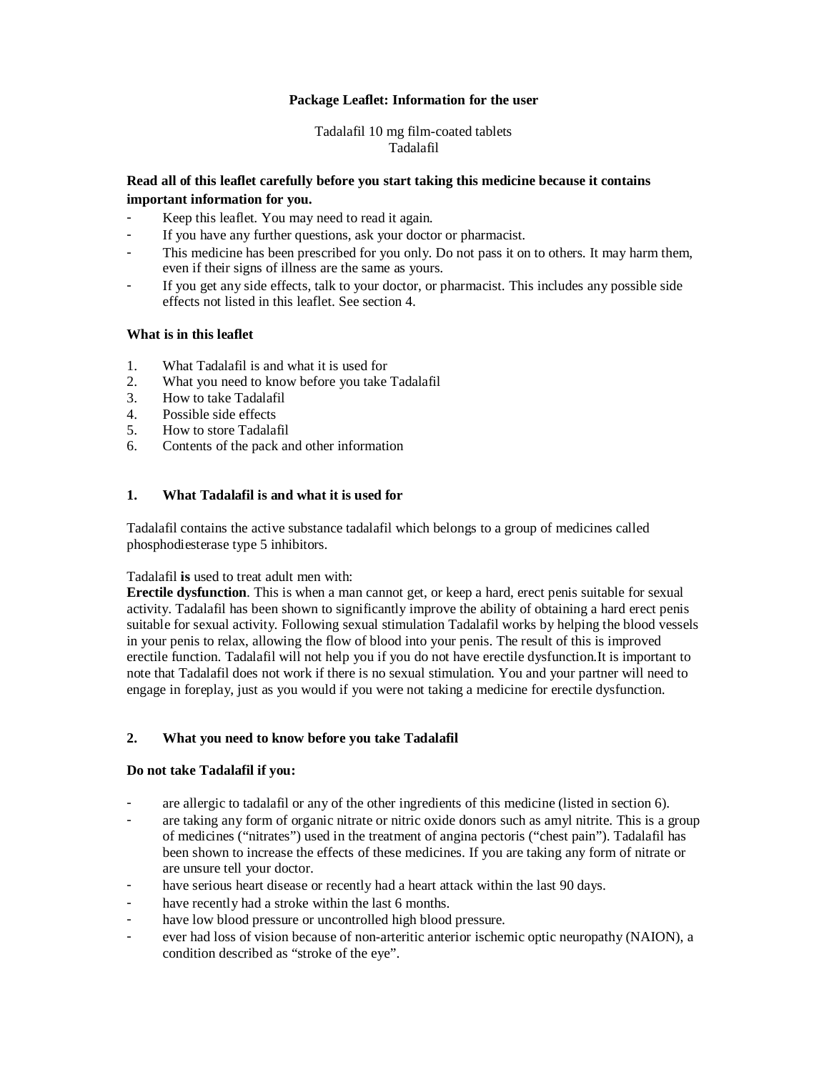**Package Leaflet: Information for the user**

Tadalafil 10 mg film-coated tablets
Tadalafil

**Read all of this leaflet carefully before you start taking this medicine because it contains important information for you.**

- Keep this leaflet. You may need to read it again.
- If you have any further questions, ask your doctor or pharmacist.
- This medicine has been prescribed for you only. Do not pass it on to others. It may harm them, even if their signs of illness are the same as yours.
- If you get any side effects, talk to your doctor, or pharmacist. This includes any possible side effects not listed in this leaflet. See section 4.

**What is in this leaflet**

1. What Tadalafil is and what it is used for
2. What you need to know before you take Tadalafil
3. How to take Tadalafil
4. Possible side effects
5. How to store Tadalafil
6. Contents of the pack and other information

## 1. What Tadalafil is and what it is used for

Tadalafil contains the active substance tadalafil which belongs to a group of medicines called phosphodiesterase type 5 inhibitors.

Tadalafil **is** used to treat adult men with:
**Erectile dysfunction**. This is when a man cannot get, or keep a hard, erect penis suitable for sexual activity. Tadalafil has been shown to significantly improve the ability of obtaining a hard erect penis suitable for sexual activity. Following sexual stimulation Tadalafil works by helping the blood vessels in your penis to relax, allowing the flow of blood into your penis. The result of this is improved erectile function. Tadalafil will not help you if you do not have erectile dysfunction.It is important to note that Tadalafil does not work if there is no sexual stimulation. You and your partner will need to engage in foreplay, just as you would if you were not taking a medicine for erectile dysfunction.

## 2. What you need to know before you take Tadalafil

**Do not take Tadalafil if you:**

- are allergic to tadalafil or any of the other ingredients of this medicine (listed in section 6).
- are taking any form of organic nitrate or nitric oxide donors such as amyl nitrite. This is a group of medicines ("nitrates") used in the treatment of angina pectoris ("chest pain"). Tadalafil has been shown to increase the effects of these medicines. If you are taking any form of nitrate or are unsure tell your doctor.
- have serious heart disease or recently had a heart attack within the last 90 days.
- have recently had a stroke within the last 6 months.
- have low blood pressure or uncontrolled high blood pressure.
- ever had loss of vision because of non-arteritic anterior ischemic optic neuropathy (NAION), a condition described as "stroke of the eye".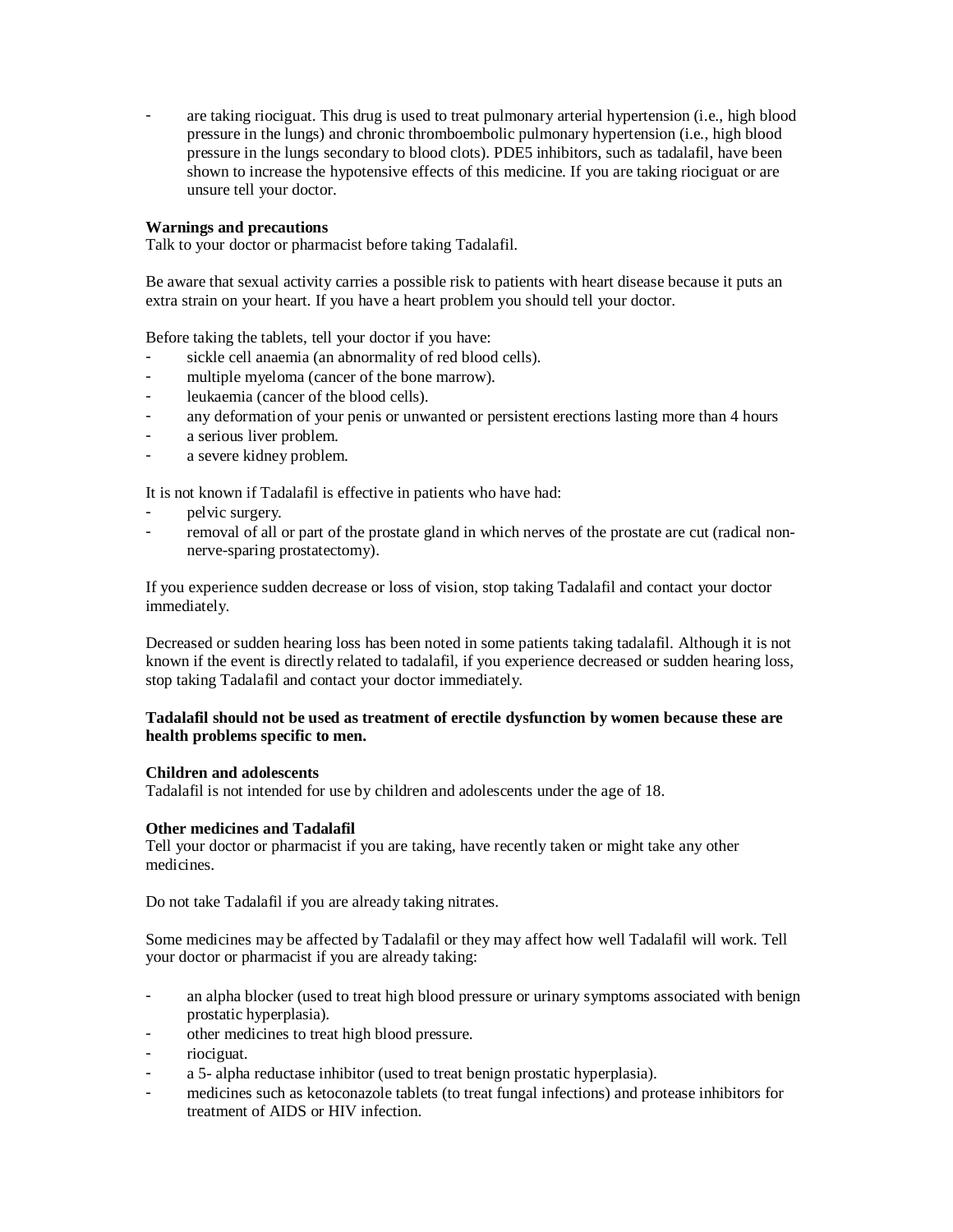- are taking riociguat. This drug is used to treat pulmonary arterial hypertension (i.e., high blood pressure in the lungs) and chronic thromboembolic pulmonary hypertension (i.e., high blood pressure in the lungs secondary to blood clots). PDE5 inhibitors, such as tadalafil, have been shown to increase the hypotensive effects of this medicine. If you are taking riociguat or are unsure tell your doctor.

**Warnings and precautions**
Talk to your doctor or pharmacist before taking Tadalafil.

Be aware that sexual activity carries a possible risk to patients with heart disease because it puts an extra strain on your heart. If you have a heart problem you should tell your doctor.

Before taking the tablets, tell your doctor if you have:

- sickle cell anaemia (an abnormality of red blood cells).
- multiple myeloma (cancer of the bone marrow).
- leukaemia (cancer of the blood cells).
- any deformation of your penis or unwanted or persistent erections lasting more than 4 hours
- a serious liver problem.
- a severe kidney problem.

It is not known if Tadalafil is effective in patients who have had:

- pelvic surgery.
- removal of all or part of the prostate gland in which nerves of the prostate are cut (radical non-nerve-sparing prostatectomy).

If you experience sudden decrease or loss of vision, stop taking Tadalafil and contact your doctor immediately.

Decreased or sudden hearing loss has been noted in some patients taking tadalafil. Although it is not known if the event is directly related to tadalafil, if you experience decreased or sudden hearing loss, stop taking Tadalafil and contact your doctor immediately.

**Tadalafil should not be used as treatment of erectile dysfunction by women because these are health problems specific to men.**

**Children and adolescents**
Tadalafil is not intended for use by children and adolescents under the age of 18.

**Other medicines and Tadalafil**
Tell your doctor or pharmacist if you are taking, have recently taken or might take any other medicines.

Do not take Tadalafil if you are already taking nitrates.

Some medicines may be affected by Tadalafil or they may affect how well Tadalafil will work. Tell your doctor or pharmacist if you are already taking:

- an alpha blocker (used to treat high blood pressure or urinary symptoms associated with benign prostatic hyperplasia).
- other medicines to treat high blood pressure.
- riociguat.
- a 5- alpha reductase inhibitor (used to treat benign prostatic hyperplasia).
- medicines such as ketoconazole tablets (to treat fungal infections) and protease inhibitors for treatment of AIDS or HIV infection.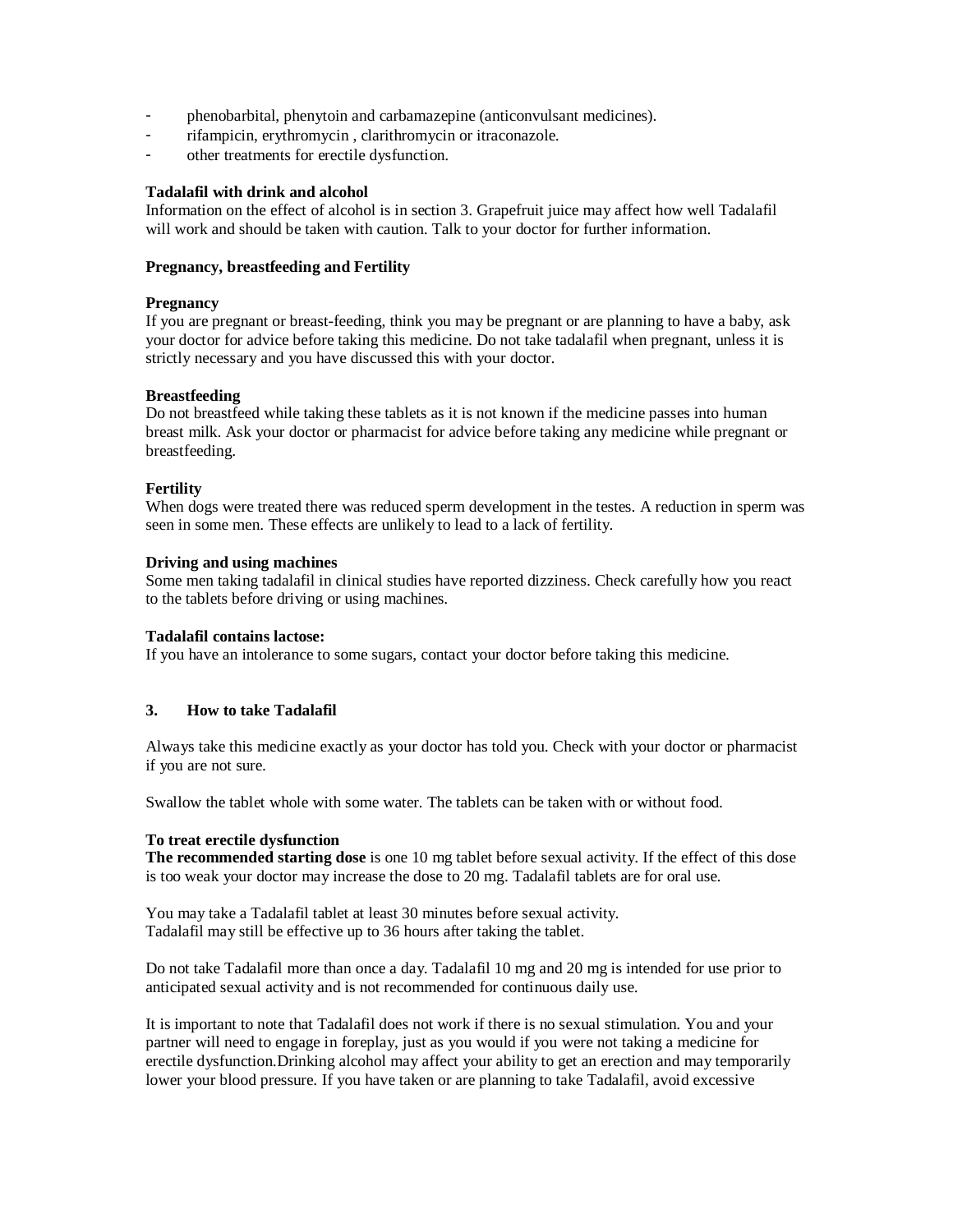- phenobarbital, phenytoin and carbamazepine (anticonvulsant medicines).
- rifampicin, erythromycin , clarithromycin or itraconazole.
- other treatments for erectile dysfunction.

**Tadalafil with drink and alcohol**
Information on the effect of alcohol is in section 3. Grapefruit juice may affect how well Tadalafil will work and should be taken with caution. Talk to your doctor for further information.

**Pregnancy, breastfeeding and Fertility**

**Pregnancy**
If you are pregnant or breast-feeding, think you may be pregnant or are planning to have a baby, ask your doctor for advice before taking this medicine. Do not take tadalafil when pregnant, unless it is strictly necessary and you have discussed this with your doctor.

**Breastfeeding**
Do not breastfeed while taking these tablets as it is not known if the medicine passes into human breast milk. Ask your doctor or pharmacist for advice before taking any medicine while pregnant or breastfeeding.

**Fertility**
When dogs were treated there was reduced sperm development in the testes. A reduction in sperm was seen in some men. These effects are unlikely to lead to a lack of fertility.

**Driving and using machines**
Some men taking tadalafil in clinical studies have reported dizziness. Check carefully how you react to the tablets before driving or using machines.

**Tadalafil contains lactose:**
If you have an intolerance to some sugars, contact your doctor before taking this medicine.

## 3. How to take Tadalafil

Always take this medicine exactly as your doctor has told you. Check with your doctor or pharmacist if you are not sure.

Swallow the tablet whole with some water. The tablets can be taken with or without food.

**To treat erectile dysfunction**
**The recommended starting dose** is one 10 mg tablet before sexual activity. If the effect of this dose is too weak your doctor may increase the dose to 20 mg. Tadalafil tablets are for oral use.

You may take a Tadalafil tablet at least 30 minutes before sexual activity.
Tadalafil may still be effective up to 36 hours after taking the tablet.

Do not take Tadalafil more than once a day. Tadalafil 10 mg and 20 mg is intended for use prior to anticipated sexual activity and is not recommended for continuous daily use.

It is important to note that Tadalafil does not work if there is no sexual stimulation. You and your partner will need to engage in foreplay, just as you would if you were not taking a medicine for erectile dysfunction.Drinking alcohol may affect your ability to get an erection and may temporarily lower your blood pressure. If you have taken or are planning to take Tadalafil, avoid excessive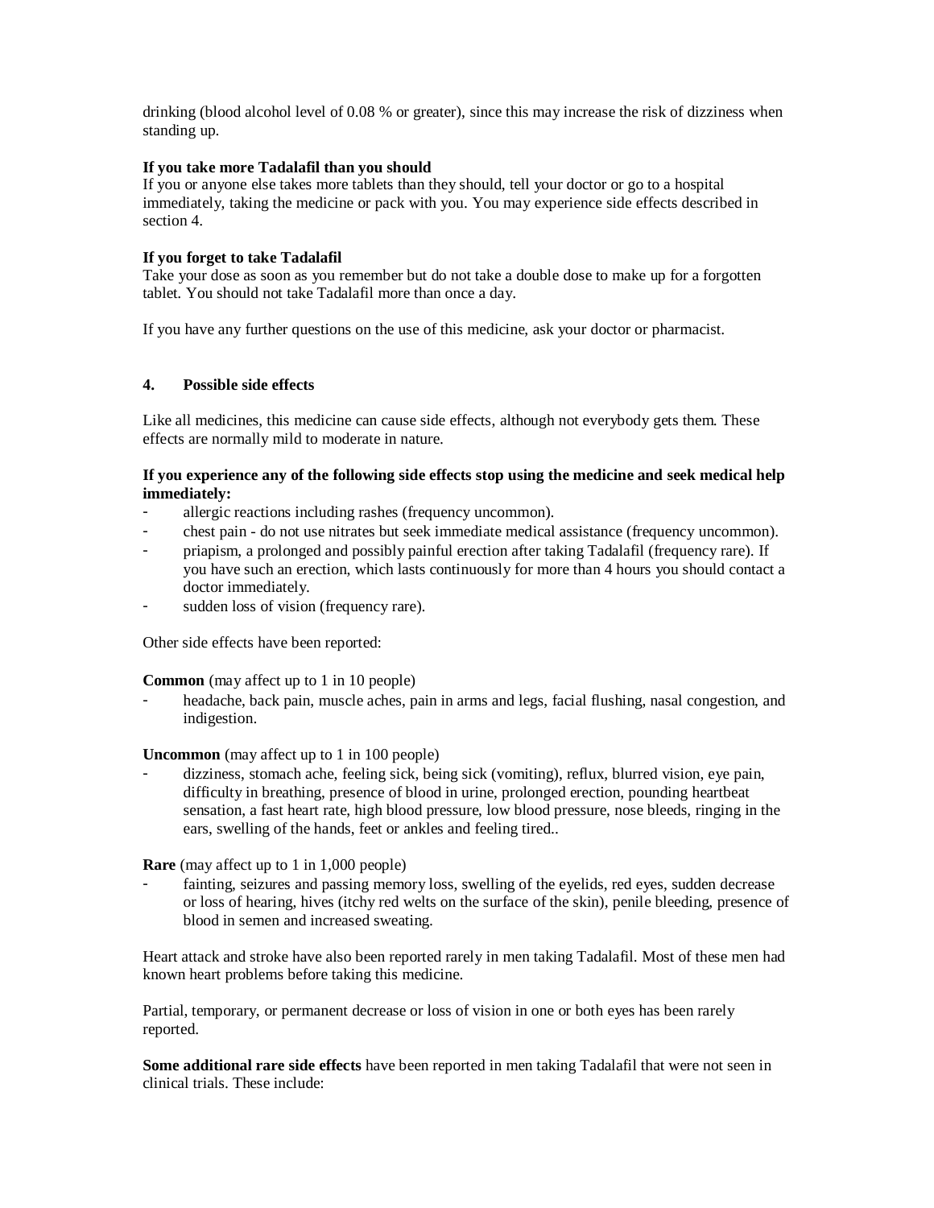drinking (blood alcohol level of 0.08 % or greater), since this may increase the risk of dizziness when standing up.

**If you take more Tadalafil than you should**
If you or anyone else takes more tablets than they should, tell your doctor or go to a hospital immediately, taking the medicine or pack with you. You may experience side effects described in section 4.

**If you forget to take Tadalafil**
Take your dose as soon as you remember but do not take a double dose to make up for a forgotten tablet. You should not take Tadalafil more than once a day.

If you have any further questions on the use of this medicine, ask your doctor or pharmacist.

## 4. Possible side effects

Like all medicines, this medicine can cause side effects, although not everybody gets them. These effects are normally mild to moderate in nature.

**If you experience any of the following side effects stop using the medicine and seek medical help immediately:**

- allergic reactions including rashes (frequency uncommon).
- chest pain - do not use nitrates but seek immediate medical assistance (frequency uncommon).
- priapism, a prolonged and possibly painful erection after taking Tadalafil (frequency rare). If you have such an erection, which lasts continuously for more than 4 hours you should contact a doctor immediately.
- sudden loss of vision (frequency rare).

Other side effects have been reported:

**Common** (may affect up to 1 in 10 people)

- headache, back pain, muscle aches, pain in arms and legs, facial flushing, nasal congestion, and indigestion.

**Uncommon** (may affect up to 1 in 100 people)

- dizziness, stomach ache, feeling sick, being sick (vomiting), reflux, blurred vision, eye pain, difficulty in breathing, presence of blood in urine, prolonged erection, pounding heartbeat sensation, a fast heart rate, high blood pressure, low blood pressure, nose bleeds, ringing in the ears, swelling of the hands, feet or ankles and feeling tired..

**Rare** (may affect up to 1 in 1,000 people)

- fainting, seizures and passing memory loss, swelling of the eyelids, red eyes, sudden decrease or loss of hearing, hives (itchy red welts on the surface of the skin), penile bleeding, presence of blood in semen and increased sweating.

Heart attack and stroke have also been reported rarely in men taking Tadalafil. Most of these men had known heart problems before taking this medicine.

Partial, temporary, or permanent decrease or loss of vision in one or both eyes has been rarely reported.

**Some additional rare side effects** have been reported in men taking Tadalafil that were not seen in clinical trials. These include: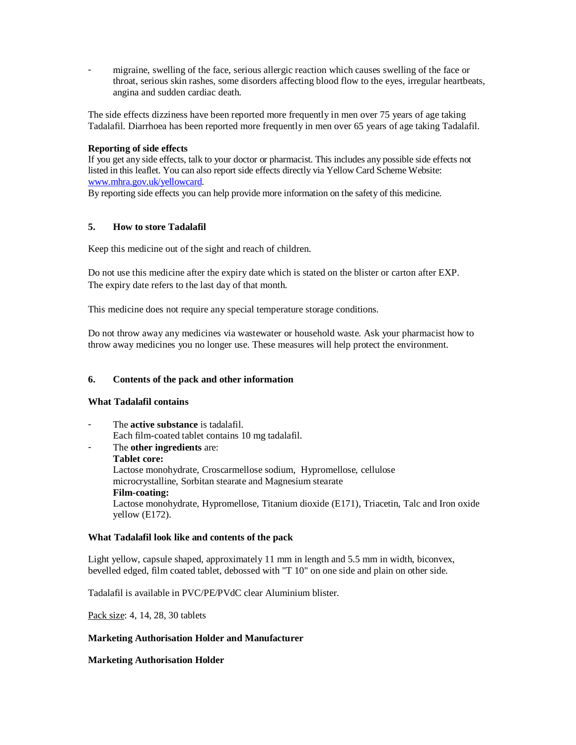- migraine, swelling of the face, serious allergic reaction which causes swelling of the face or throat, serious skin rashes, some disorders affecting blood flow to the eyes, irregular heartbeats, angina and sudden cardiac death.

The side effects dizziness have been reported more frequently in men over 75 years of age taking Tadalafil. Diarrhoea has been reported more frequently in men over 65 years of age taking Tadalafil.

**Reporting of side effects**
If you get any side effects, talk to your doctor or pharmacist. This includes any possible side effects not listed in this leaflet. You can also report side effects directly via Yellow Card Scheme Website: www.mhra.gov.uk/yellowcard.
By reporting side effects you can help provide more information on the safety of this medicine.

## 5. How to store Tadalafil

Keep this medicine out of the sight and reach of children.

Do not use this medicine after the expiry date which is stated on the blister or carton after EXP.
The expiry date refers to the last day of that month.

This medicine does not require any special temperature storage conditions.

Do not throw away any medicines via wastewater or household waste. Ask your pharmacist how to throw away medicines you no longer use. These measures will help protect the environment.

## 6. Contents of the pack and other information

**What Tadalafil contains**

- The **active substance** is tadalafil.
  Each film-coated tablet contains 10 mg tadalafil.
- The **other ingredients** are:
  **Tablet core:**
  Lactose monohydrate, Croscarmellose sodium, Hypromellose, cellulose microcrystalline, Sorbitan stearate and Magnesium stearate
  **Film-coating:**
  Lactose monohydrate, Hypromellose, Titanium dioxide (E171), Triacetin, Talc and Iron oxide yellow (E172).

**What Tadalafil look like and contents of the pack**

Light yellow, capsule shaped, approximately 11 mm in length and 5.5 mm in width, biconvex, bevelled edged, film coated tablet, debossed with "T 10" on one side and plain on other side.

Tadalafil is available in PVC/PE/PVdC clear Aluminium blister.

Pack size: 4, 14, 28, 30 tablets

**Marketing Authorisation Holder and Manufacturer**

**Marketing Authorisation Holder**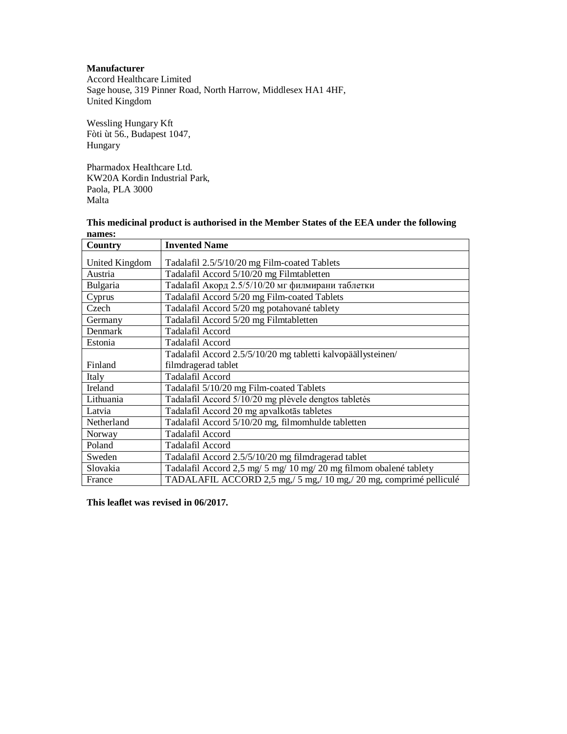**Manufacturer**

Accord Healthcare Limited
Sage house, 319 Pinner Road, North Harrow, Middlesex HA1 4HF,
United Kingdom

Wessling Hungary Kft
Fòti ùt 56., Budapest 1047,
Hungary

Pharmadox HeaIthcare Ltd.
KW20A Kordin Industrial Park,
Paola, PLA 3000
Malta

**This medicinal product is authorised in the Member States of the EEA under the following names:**

| Country | Invented Name |
|---|---|
| United Kingdom | Tadalafil 2.5/5/10/20 mg Film-coated Tablets |
| Austria | Tadalafil Accord 5/10/20 mg Filmtabletten |
| Bulgaria | Tadalafil Акорд 2.5/5/10/20 мг филмирани таблетки |
| Cyprus | Tadalafil Accord 5/20 mg Film-coated Tablets |
| Czech | Tadalafil Accord 5/20 mg potahované tablety |
| Germany | Tadalafil Accord 5/20 mg Filmtabletten |
| Denmark | Tadalafil Accord |
| Estonia | Tadalafil Accord |
| Finland | Tadalafil Accord 2.5/5/10/20 mg tabletti kalvopäällysteinen/ filmdragerad tablet |
| Italy | Tadalafil Accord |
| Ireland | Tadalafil 5/10/20 mg Film-coated Tablets |
| Lithuania | Tadalafil Accord 5/10/20 mg plėvele dengtos tabletės |
| Latvia | Tadalafil Accord 20 mg apvalkotās tabletes |
| Netherland | Tadalafil Accord 5/10/20 mg, filmomhulde tabletten |
| Norway | Tadalafil Accord |
| Poland | Tadalafil Accord |
| Sweden | Tadalafil Accord 2.5/5/10/20 mg filmdragerad tablet |
| Slovakia | Tadalafil Accord 2,5 mg/ 5 mg/ 10 mg/ 20 mg filmom obalené tablety |
| France | TADALAFIL ACCORD 2,5 mg,/ 5 mg,/ 10 mg,/ 20 mg, comprimé pelliculé |

**This leaflet was revised in 06/2017.**